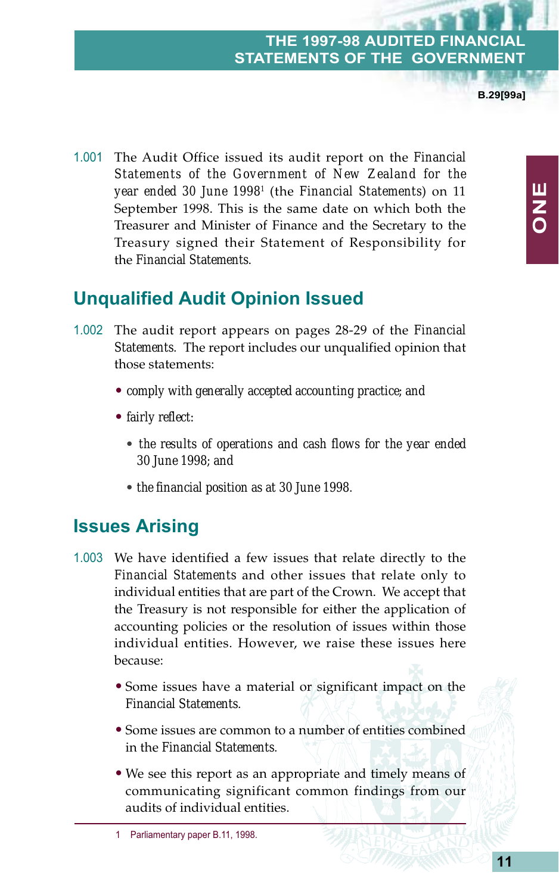1.001 The Audit Office issued its audit report on the Financial Statements of the Government of New Zealand for the year ended 30 June 1998[1] (the Financial Statements) on 11 September 1998. This is the same date on which both the Treasurer and Minister of Finance and the Secretary to the Treasury signed their Statement of Responsibility for the Financial Statements.

## Unqualified Audit Opinion Issued

1.002 The audit report appears on pages 28-29 of the Financial Statements. The report includes our unqualified opinion that those statements:

- comply with generally accepted accounting practice; and
- fairly reflect:
  - the results of operations and cash flows for the year ended 30 June 1998; and
  - the financial position as at 30 June 1998.

## Issues Arising

1.003 We have identified a few issues that relate directly to the Financial Statements and other issues that relate only to individual entities that are part of the Crown. We accept that the Treasury is not responsible for either the application of accounting policies or the resolution of issues within those individual entities. However, we raise these issues here because:

- Some issues have a material or significant impact on the Financial Statements.
- Some issues are common to a number of entities combined in the Financial Statements.
- We see this report as an appropriate and timely means of communicating significant common findings from our audits of individual entities.

---

1 Parliamentary paper B.11, 1998.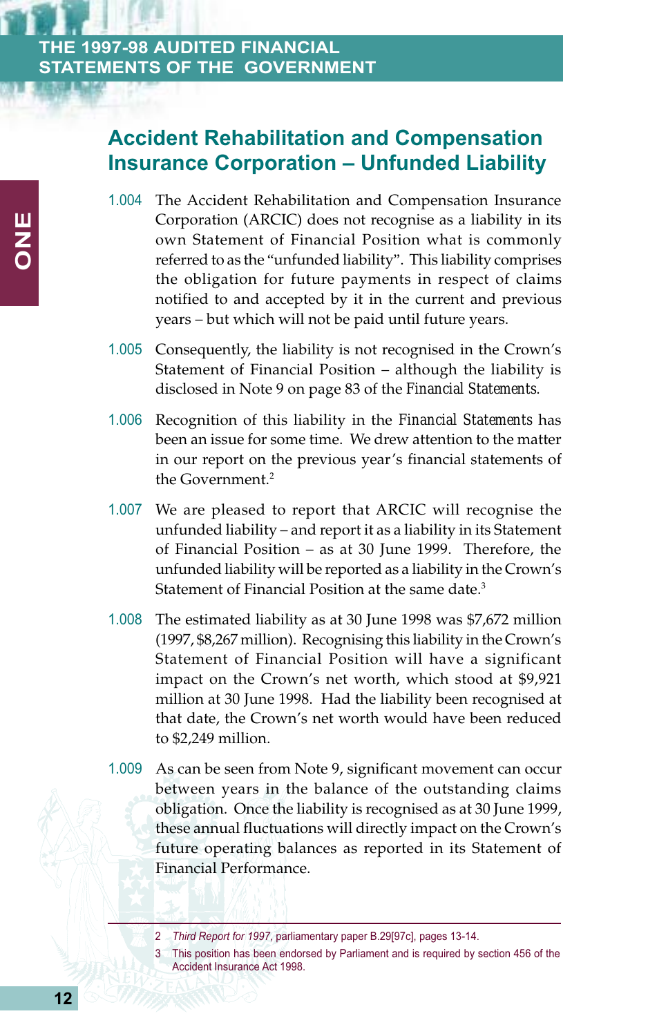## Accident Rehabilitation and Compensation Insurance Corporation – Unfunded Liability

1.004 The Accident Rehabilitation and Compensation Insurance Corporation (ARCIC) does not recognise as a liability in its own Statement of Financial Position what is commonly referred to as the "unfunded liability". This liability comprises the obligation for future payments in respect of claims notified to and accepted by it in the current and previous years – but which will not be paid until future years.

1.005 Consequently, the liability is not recognised in the Crown's Statement of Financial Position – although the liability is disclosed in Note 9 on page 83 of the *Financial Statements*.

1.006 Recognition of this liability in the *Financial Statements* has been an issue for some time. We drew attention to the matter in our report on the previous year's financial statements of the Government.[2]

1.007 We are pleased to report that ARCIC will recognise the unfunded liability – and report it as a liability in its Statement of Financial Position – as at 30 June 1999. Therefore, the unfunded liability will be reported as a liability in the Crown's Statement of Financial Position at the same date.[3]

1.008 The estimated liability as at 30 June 1998 was $7,672 million (1997, $8,267 million). Recognising this liability in the Crown's Statement of Financial Position will have a significant impact on the Crown's net worth, which stood at $9,921 million at 30 June 1998. Had the liability been recognised at that date, the Crown's net worth would have been reduced to $2,249 million.

1.009 As can be seen from Note 9, significant movement can occur between years in the balance of the outstanding claims obligation. Once the liability is recognised as at 30 June 1999, these annual fluctuations will directly impact on the Crown's future operating balances as reported in its Statement of Financial Performance.

---

2 *Third Report for 1997*, parliamentary paper B.29[97c], pages 13-14.

3 This position has been endorsed by Parliament and is required by section 456 of the Accident Insurance Act 1998.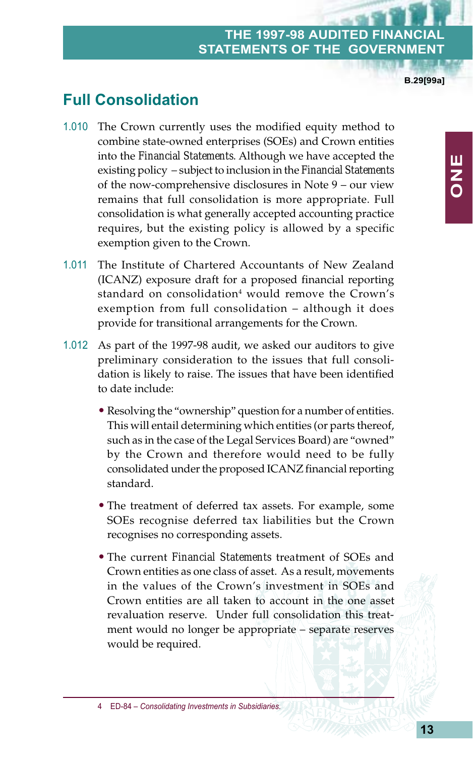## Full Consolidation

1.010 The Crown currently uses the modified equity method to combine state-owned enterprises (SOEs) and Crown entities into the *Financial Statements*. Although we have accepted the existing policy – subject to inclusion in the *Financial Statements* of the now-comprehensive disclosures in Note 9 – our view remains that full consolidation is more appropriate. Full consolidation is what generally accepted accounting practice requires, but the existing policy is allowed by a specific exemption given to the Crown.

1.011 The Institute of Chartered Accountants of New Zealand (ICANZ) exposure draft for a proposed financial reporting standard on consolidation[4] would remove the Crown's exemption from full consolidation – although it does provide for transitional arrangements for the Crown.

1.012 As part of the 1997-98 audit, we asked our auditors to give preliminary consideration to the issues that full consolidation is likely to raise. The issues that have been identified to date include:

- Resolving the "ownership" question for a number of entities. This will entail determining which entities (or parts thereof, such as in the case of the Legal Services Board) are "owned" by the Crown and therefore would need to be fully consolidated under the proposed ICANZ financial reporting standard.
- The treatment of deferred tax assets. For example, some SOEs recognise deferred tax liabilities but the Crown recognises no corresponding assets.
- The current *Financial Statements* treatment of SOEs and Crown entities as one class of asset. As a result, movements in the values of the Crown's investment in SOEs and Crown entities are all taken to account in the one asset revaluation reserve. Under full consolidation this treatment would no longer be appropriate – separate reserves would be required.

4 ED-84 – *Consolidating Investments in Subsidiaries.*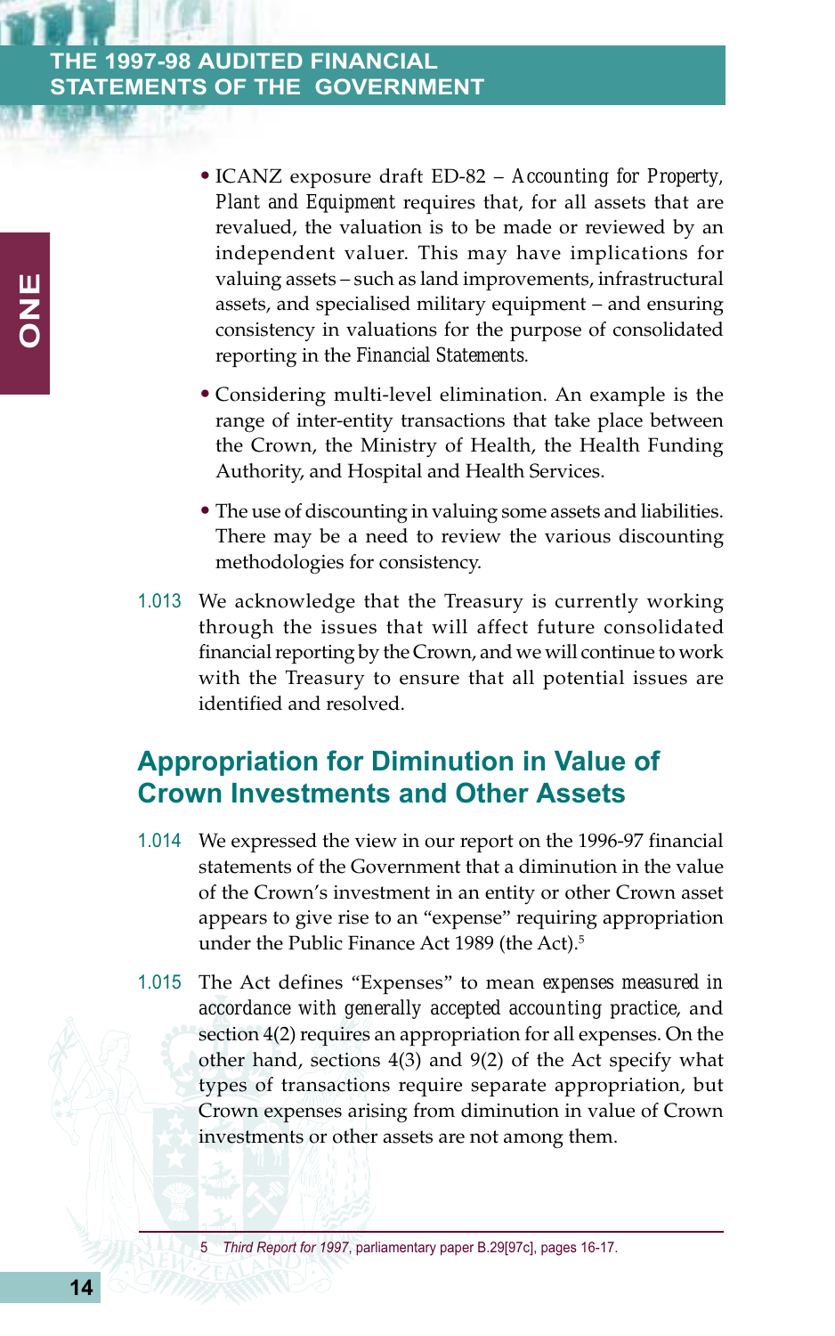- ICANZ exposure draft ED-82 – *Accounting for Property, Plant and Equipment* requires that, for all assets that are revalued, the valuation is to be made or reviewed by an independent valuer. This may have implications for valuing assets – such as land improvements, infrastructural assets, and specialised military equipment – and ensuring consistency in valuations for the purpose of consolidated reporting in the *Financial Statements*.

- Considering multi-level elimination. An example is the range of inter-entity transactions that take place between the Crown, the Ministry of Health, the Health Funding Authority, and Hospital and Health Services.

- The use of discounting in valuing some assets and liabilities. There may be a need to review the various discounting methodologies for consistency.

1.013 We acknowledge that the Treasury is currently working through the issues that will affect future consolidated financial reporting by the Crown, and we will continue to work with the Treasury to ensure that all potential issues are identified and resolved.

## Appropriation for Diminution in Value of Crown Investments and Other Assets

1.014 We expressed the view in our report on the 1996-97 financial statements of the Government that a diminution in the value of the Crown's investment in an entity or other Crown asset appears to give rise to an "expense" requiring appropriation under the Public Finance Act 1989 (the Act).[5]

1.015 The Act defines "Expenses" to mean *expenses measured in accordance with generally accepted accounting practice*, and section 4(2) requires an appropriation for all expenses. On the other hand, sections 4(3) and 9(2) of the Act specify what types of transactions require separate appropriation, but Crown expenses arising from diminution in value of Crown investments or other assets are not among them.

---

5 *Third Report for 1997*, parliamentary paper B.29[97c], pages 16-17.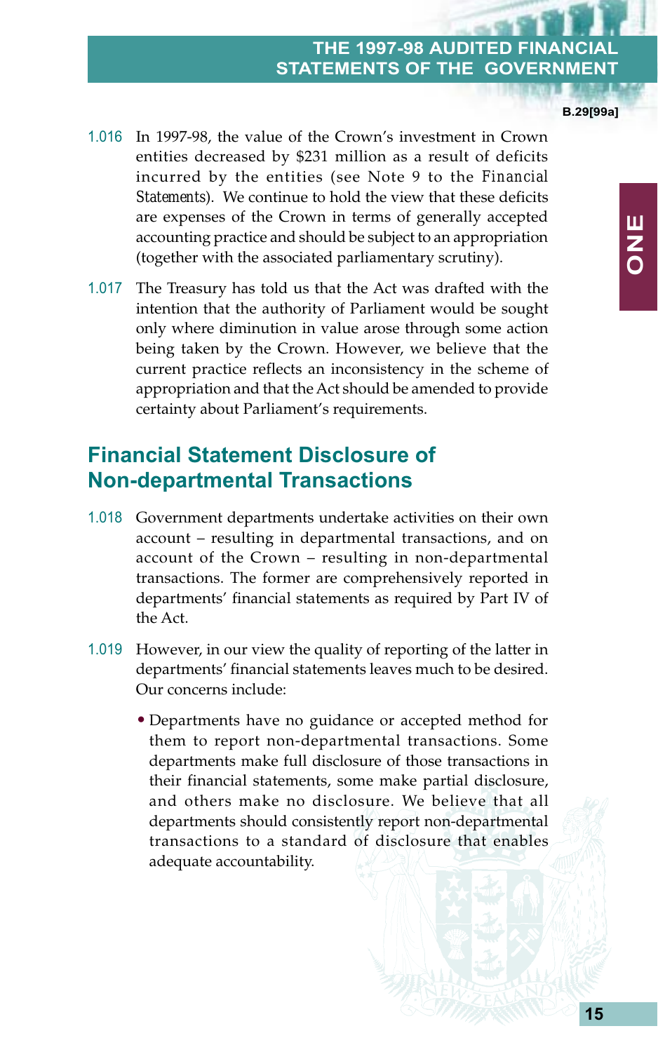1.016 In 1997-98, the value of the Crown's investment in Crown entities decreased by $231 million as a result of deficits incurred by the entities (see Note 9 to the *Financial Statements*). We continue to hold the view that these deficits are expenses of the Crown in terms of generally accepted accounting practice and should be subject to an appropriation (together with the associated parliamentary scrutiny).

1.017 The Treasury has told us that the Act was drafted with the intention that the authority of Parliament would be sought only where diminution in value arose through some action being taken by the Crown. However, we believe that the current practice reflects an inconsistency in the scheme of appropriation and that the Act should be amended to provide certainty about Parliament's requirements.

## Financial Statement Disclosure of Non-departmental Transactions

1.018 Government departments undertake activities on their own account – resulting in departmental transactions, and on account of the Crown – resulting in non-departmental transactions. The former are comprehensively reported in departments' financial statements as required by Part IV of the Act.

1.019 However, in our view the quality of reporting of the latter in departments' financial statements leaves much to be desired. Our concerns include:

- Departments have no guidance or accepted method for them to report non-departmental transactions. Some departments make full disclosure of those transactions in their financial statements, some make partial disclosure, and others make no disclosure. We believe that all departments should consistently report non-departmental transactions to a standard of disclosure that enables adequate accountability.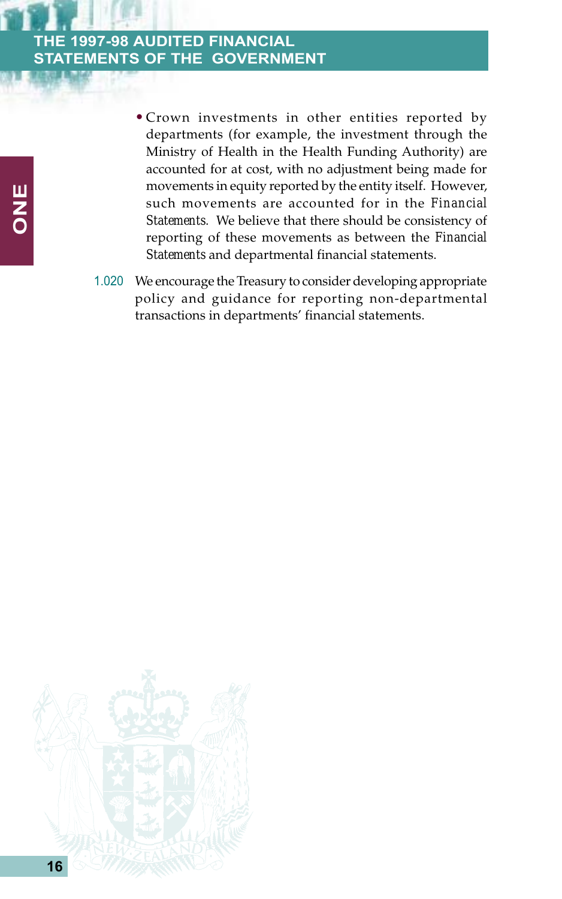- Crown investments in other entities reported by departments (for example, the investment through the Ministry of Health in the Health Funding Authority) are accounted for at cost, with no adjustment being made for movements in equity reported by the entity itself. However, such movements are accounted for in the *Financial Statements*. We believe that there should be consistency of reporting of these movements as between the *Financial Statements* and departmental financial statements.

1.020 We encourage the Treasury to consider developing appropriate policy and guidance for reporting non-departmental transactions in departments' financial statements.